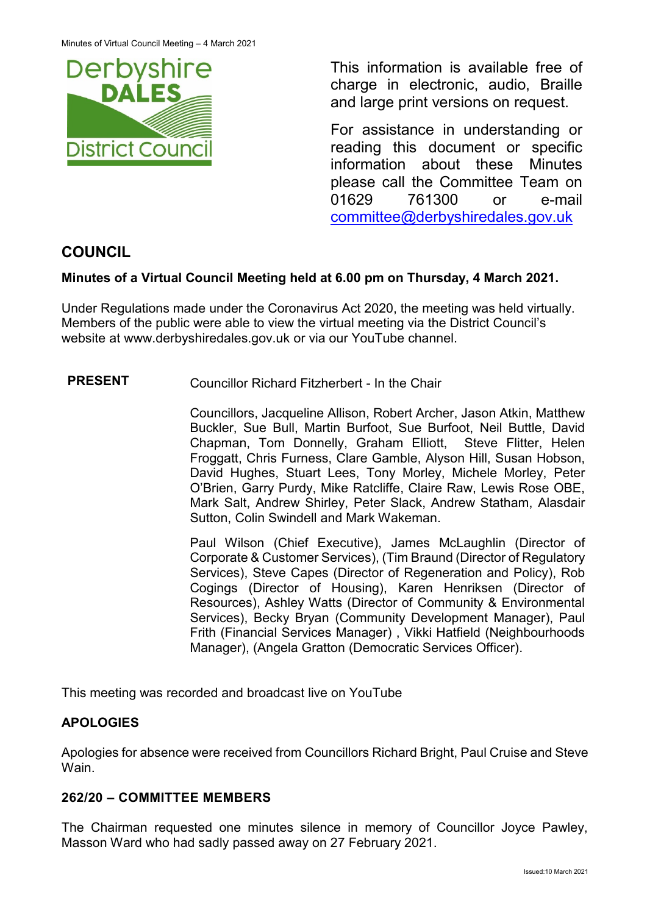This information is available free of charge in electronic, audio, Braille and large print versions on request.

For assistance in understanding or reading this document or specific information about these Minutes please call the Committee Team on 01629 761300 or e-mail committee@derbyshiredales.gov.uk

# COUNCIL

**Minutes of a Virtual Council Meeting held at 6.00 pm on Thursday, 4 March 2021.**

Under Regulations made under the Coronavirus Act 2020, the meeting was held virtually. Members of the public were able to view the virtual meeting via the District Council's website at www.derbyshiredales.gov.uk or via our YouTube channel.

**PRESENT** Councillor Richard Fitzherbert - In the Chair

Councillors, Jacqueline Allison, Robert Archer, Jason Atkin, Matthew Buckler, Sue Bull, Martin Burfoot, Sue Burfoot, Neil Buttle, David Chapman, Tom Donnelly, Graham Elliott, Steve Flitter, Helen Froggatt, Chris Furness, Clare Gamble, Alyson Hill, Susan Hobson, David Hughes, Stuart Lees, Tony Morley, Michele Morley, Peter O'Brien, Garry Purdy, Mike Ratcliffe, Claire Raw, Lewis Rose OBE, Mark Salt, Andrew Shirley, Peter Slack, Andrew Statham, Alasdair Sutton, Colin Swindell and Mark Wakeman.

Paul Wilson (Chief Executive), James McLaughlin (Director of Corporate & Customer Services), (Tim Braund (Director of Regulatory Services), Steve Capes (Director of Regeneration and Policy), Rob Cogings (Director of Housing), Karen Henriksen (Director of Resources), Ashley Watts (Director of Community & Environmental Services), Becky Bryan (Community Development Manager), Paul Frith (Financial Services Manager) , Vikki Hatfield (Neighbourhoods Manager), (Angela Gratton (Democratic Services Officer).

This meeting was recorded and broadcast live on YouTube

## APOLOGIES

Apologies for absence were received from Councillors Richard Bright, Paul Cruise and Steve Wain.

## 262/20 – COMMITTEE MEMBERS

The Chairman requested one minutes silence in memory of Councillor Joyce Pawley, Masson Ward who had sadly passed away on 27 February 2021.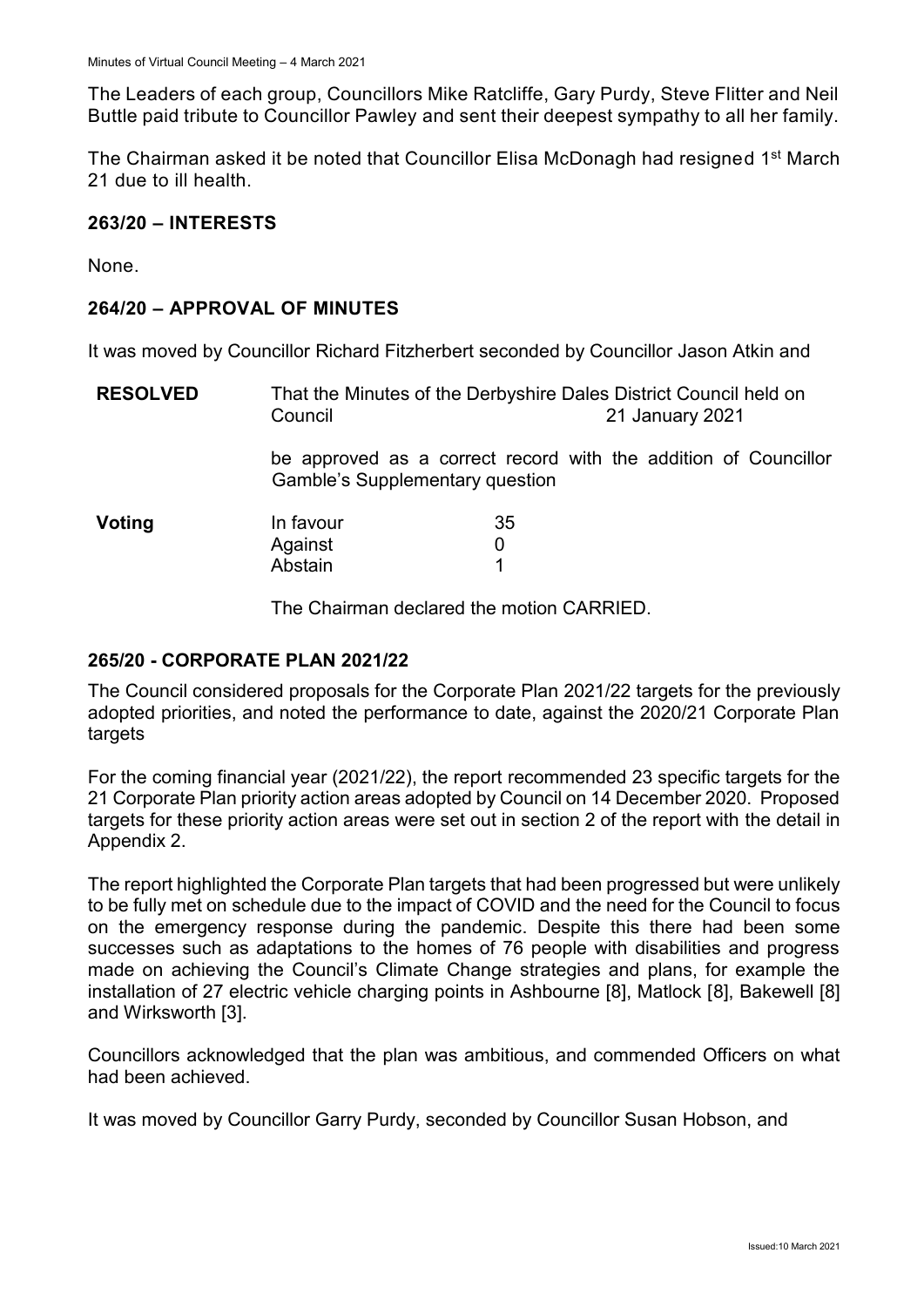The Leaders of each group, Councillors Mike Ratcliffe, Gary Purdy, Steve Flitter and Neil Buttle paid tribute to Councillor Pawley and sent their deepest sympathy to all her family.

The Chairman asked it be noted that Councillor Elisa McDonagh had resigned 1st March 21 due to ill health.

## 263/20 – INTERESTS

None.

## 264/20 – APPROVAL OF MINUTES

It was moved by Councillor Richard Fitzherbert seconded by Councillor Jason Atkin and

**RESOLVED** That the Minutes of the Derbyshire Dales District Council held on Council 21 January 2021

be approved as a correct record with the addition of Councillor Gamble's Supplementary question

| **Voting** | | |
|---|---|---|
| | In favour | 35 |
| | Against | 0 |
| | Abstain | 1 |

The Chairman declared the motion CARRIED.

## 265/20 - CORPORATE PLAN 2021/22

The Council considered proposals for the Corporate Plan 2021/22 targets for the previously adopted priorities, and noted the performance to date, against the 2020/21 Corporate Plan targets

For the coming financial year (2021/22), the report recommended 23 specific targets for the 21 Corporate Plan priority action areas adopted by Council on 14 December 2020. Proposed targets for these priority action areas were set out in section 2 of the report with the detail in Appendix 2.

The report highlighted the Corporate Plan targets that had been progressed but were unlikely to be fully met on schedule due to the impact of COVID and the need for the Council to focus on the emergency response during the pandemic. Despite this there had been some successes such as adaptations to the homes of 76 people with disabilities and progress made on achieving the Council's Climate Change strategies and plans, for example the installation of 27 electric vehicle charging points in Ashbourne [8], Matlock [8], Bakewell [8] and Wirksworth [3].

Councillors acknowledged that the plan was ambitious, and commended Officers on what had been achieved.

It was moved by Councillor Garry Purdy, seconded by Councillor Susan Hobson, and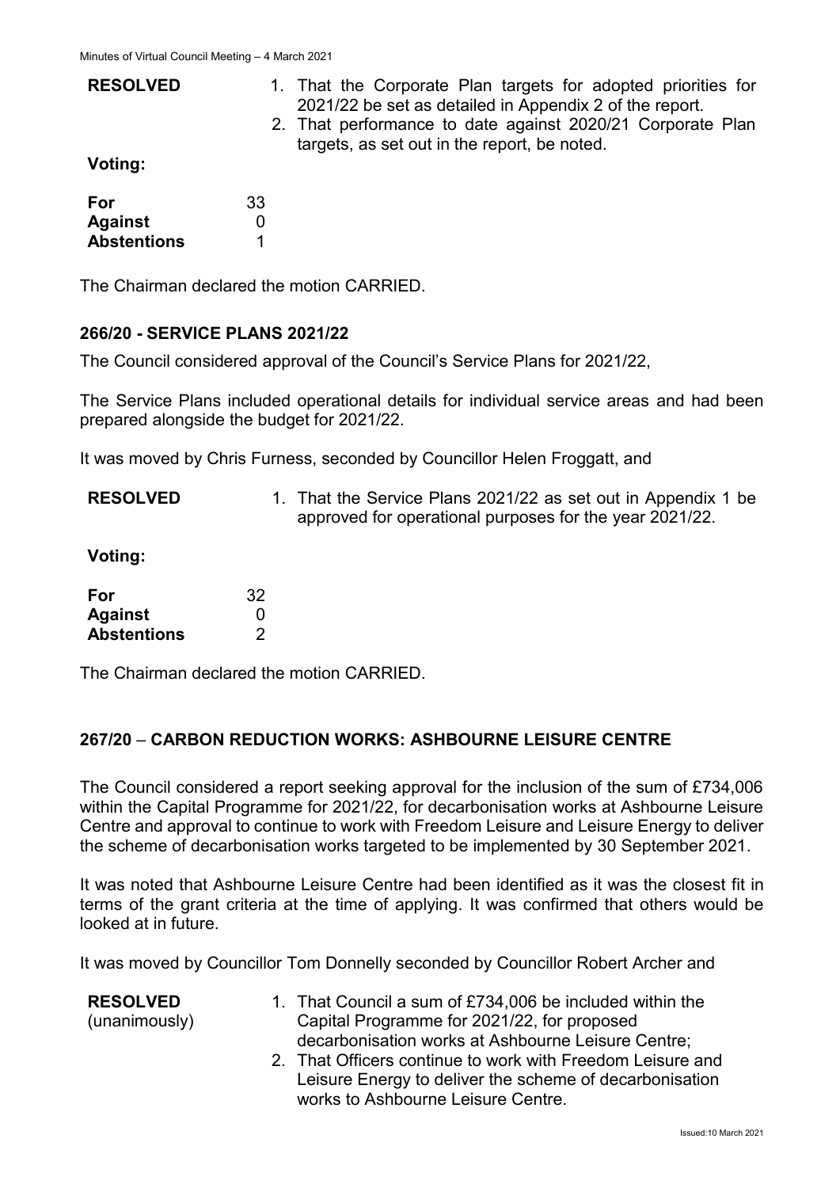**RESOLVED**

1. That the Corporate Plan targets for adopted priorities for 2021/22 be set as detailed in Appendix 2 of the report.
2. That performance to date against 2020/21 Corporate Plan targets, as set out in the report, be noted.

**Voting:**

| | |
|---|---|
| **For** | 33 |
| **Against** | 0 |
| **Abstentions** | 1 |

The Chairman declared the motion CARRIED.

## 266/20 - SERVICE PLANS 2021/22

The Council considered approval of the Council's Service Plans for 2021/22,

The Service Plans included operational details for individual service areas and had been prepared alongside the budget for 2021/22.

It was moved by Chris Furness, seconded by Councillor Helen Froggatt, and

**RESOLVED**

1. That the Service Plans 2021/22 as set out in Appendix 1 be approved for operational purposes for the year 2021/22.

**Voting:**

| | |
|---|---|
| **For** | 32 |
| **Against** | 0 |
| **Abstentions** | 2 |

The Chairman declared the motion CARRIED.

## 267/20 – CARBON REDUCTION WORKS: ASHBOURNE LEISURE CENTRE

The Council considered a report seeking approval for the inclusion of the sum of £734,006 within the Capital Programme for 2021/22, for decarbonisation works at Ashbourne Leisure Centre and approval to continue to work with Freedom Leisure and Leisure Energy to deliver the scheme of decarbonisation works targeted to be implemented by 30 September 2021.

It was noted that Ashbourne Leisure Centre had been identified as it was the closest fit in terms of the grant criteria at the time of applying. It was confirmed that others would be looked at in future.

It was moved by Councillor Tom Donnelly seconded by Councillor Robert Archer and

**RESOLVED** (unanimously)

1. That Council a sum of £734,006 be included within the Capital Programme for 2021/22, for proposed decarbonisation works at Ashbourne Leisure Centre;
2. That Officers continue to work with Freedom Leisure and Leisure Energy to deliver the scheme of decarbonisation works to Ashbourne Leisure Centre.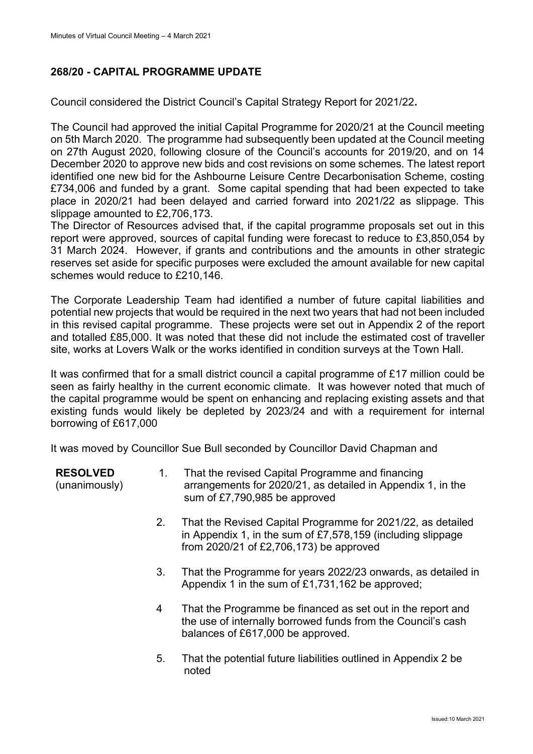## 268/20 - CAPITAL PROGRAMME UPDATE

Council considered the District Council's Capital Strategy Report for 2021/22**.**

The Council had approved the initial Capital Programme for 2020/21 at the Council meeting on 5th March 2020. The programme had subsequently been updated at the Council meeting on 27th August 2020, following closure of the Council's accounts for 2019/20, and on 14 December 2020 to approve new bids and cost revisions on some schemes. The latest report identified one new bid for the Ashbourne Leisure Centre Decarbonisation Scheme, costing £734,006 and funded by a grant. Some capital spending that had been expected to take place in 2020/21 had been delayed and carried forward into 2021/22 as slippage. This slippage amounted to £2,706,173.

The Director of Resources advised that, if the capital programme proposals set out in this report were approved, sources of capital funding were forecast to reduce to £3,850,054 by 31 March 2024. However, if grants and contributions and the amounts in other strategic reserves set aside for specific purposes were excluded the amount available for new capital schemes would reduce to £210,146.

The Corporate Leadership Team had identified a number of future capital liabilities and potential new projects that would be required in the next two years that had not been included in this revised capital programme. These projects were set out in Appendix 2 of the report and totalled £85,000. It was noted that these did not include the estimated cost of traveller site, works at Lovers Walk or the works identified in condition surveys at the Town Hall.

It was confirmed that for a small district council a capital programme of £17 million could be seen as fairly healthy in the current economic climate. It was however noted that much of the capital programme would be spent on enhancing and replacing existing assets and that existing funds would likely be depleted by 2023/24 and with a requirement for internal borrowing of £617,000

It was moved by Councillor Sue Bull seconded by Councillor David Chapman and

**RESOLVED** (unanimously)

1. That the revised Capital Programme and financing arrangements for 2020/21, as detailed in Appendix 1, in the sum of £7,790,985 be approved

2. That the Revised Capital Programme for 2021/22, as detailed in Appendix 1, in the sum of £7,578,159 (including slippage from 2020/21 of £2,706,173) be approved

3. That the Programme for years 2022/23 onwards, as detailed in Appendix 1 in the sum of £1,731,162 be approved;

4 That the Programme be financed as set out in the report and the use of internally borrowed funds from the Council's cash balances of £617,000 be approved.

5. That the potential future liabilities outlined in Appendix 2 be noted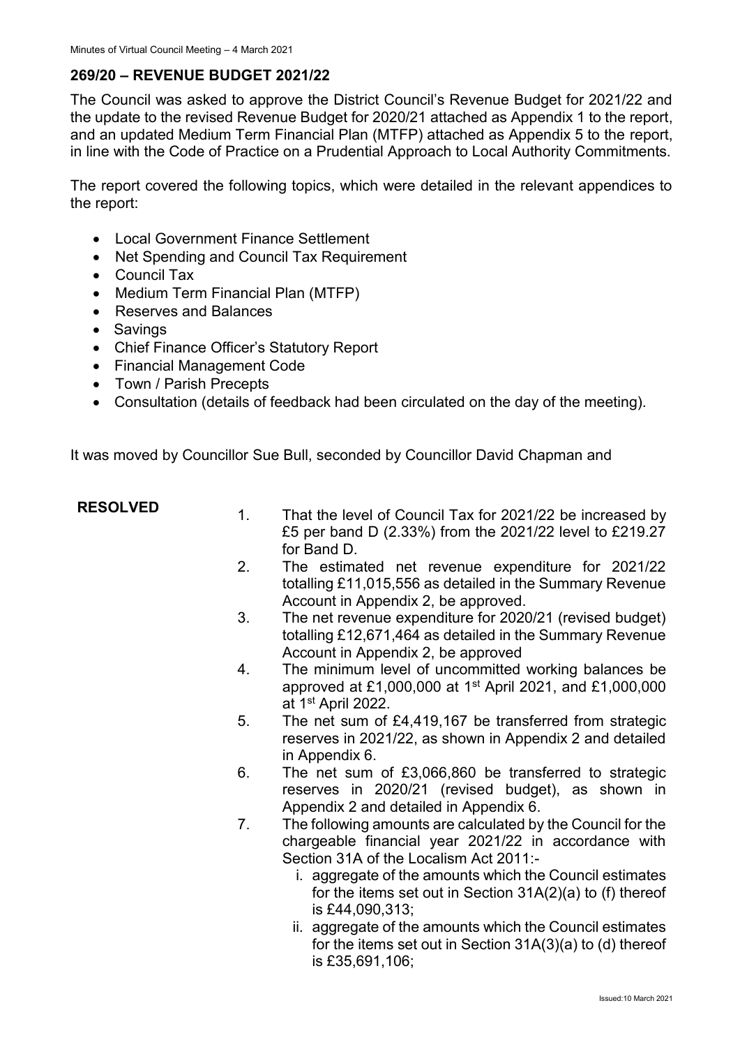## 269/20 – REVENUE BUDGET 2021/22

The Council was asked to approve the District Council's Revenue Budget for 2021/22 and the update to the revised Revenue Budget for 2020/21 attached as Appendix 1 to the report, and an updated Medium Term Financial Plan (MTFP) attached as Appendix 5 to the report, in line with the Code of Practice on a Prudential Approach to Local Authority Commitments.

The report covered the following topics, which were detailed in the relevant appendices to the report:

- Local Government Finance Settlement
- Net Spending and Council Tax Requirement
- Council Tax
- Medium Term Financial Plan (MTFP)
- Reserves and Balances
- Savings
- Chief Finance Officer's Statutory Report
- Financial Management Code
- Town / Parish Precepts
- Consultation (details of feedback had been circulated on the day of the meeting).

It was moved by Councillor Sue Bull, seconded by Councillor David Chapman and

**RESOLVED**

1. That the level of Council Tax for 2021/22 be increased by £5 per band D (2.33%) from the 2021/22 level to £219.27 for Band D.
2. The estimated net revenue expenditure for 2021/22 totalling £11,015,556 as detailed in the Summary Revenue Account in Appendix 2, be approved.
3. The net revenue expenditure for 2020/21 (revised budget) totalling £12,671,464 as detailed in the Summary Revenue Account in Appendix 2, be approved
4. The minimum level of uncommitted working balances be approved at £1,000,000 at 1st April 2021, and £1,000,000 at 1st April 2022.
5. The net sum of £4,419,167 be transferred from strategic reserves in 2021/22, as shown in Appendix 2 and detailed in Appendix 6.
6. The net sum of £3,066,860 be transferred to strategic reserves in 2020/21 (revised budget), as shown in Appendix 2 and detailed in Appendix 6.
7. The following amounts are calculated by the Council for the chargeable financial year 2021/22 in accordance with Section 31A of the Localism Act 2011:-
   i. aggregate of the amounts which the Council estimates for the items set out in Section 31A(2)(a) to (f) thereof is £44,090,313;
   ii. aggregate of the amounts which the Council estimates for the items set out in Section 31A(3)(a) to (d) thereof is £35,691,106;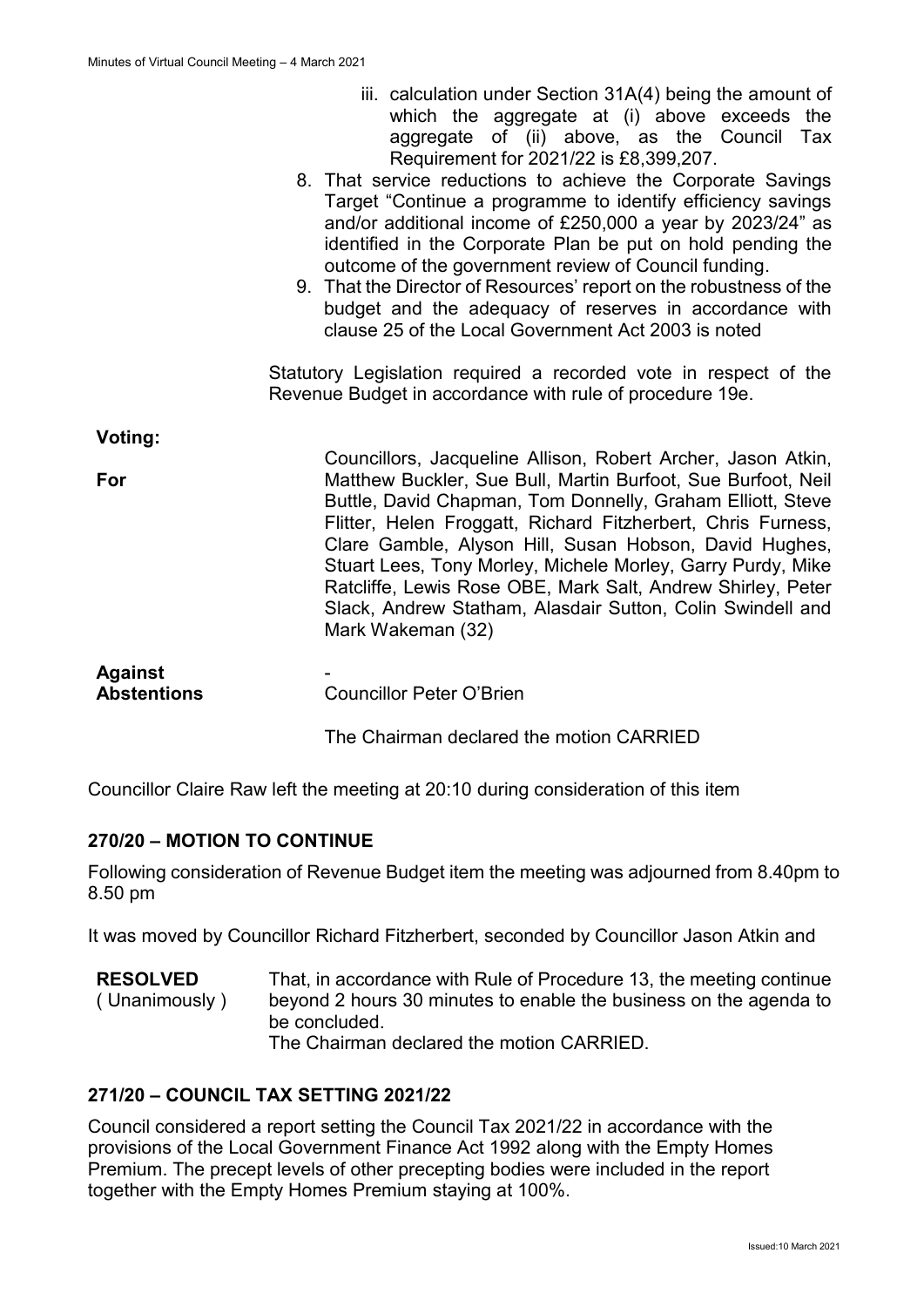iii. calculation under Section 31A(4) being the amount of which the aggregate at (i) above exceeds the aggregate of (ii) above, as the Council Tax Requirement for 2021/22 is £8,399,207.

8. That service reductions to achieve the Corporate Savings Target "Continue a programme to identify efficiency savings and/or additional income of £250,000 a year by 2023/24" as identified in the Corporate Plan be put on hold pending the outcome of the government review of Council funding.
9. That the Director of Resources' report on the robustness of the budget and the adequacy of reserves in accordance with clause 25 of the Local Government Act 2003 is noted

Statutory Legislation required a recorded vote in respect of the Revenue Budget in accordance with rule of procedure 19e.

**Voting:**

**For** Councillors, Jacqueline Allison, Robert Archer, Jason Atkin, Matthew Buckler, Sue Bull, Martin Burfoot, Sue Burfoot, Neil Buttle, David Chapman, Tom Donnelly, Graham Elliott, Steve Flitter, Helen Froggatt, Richard Fitzherbert, Chris Furness, Clare Gamble, Alyson Hill, Susan Hobson, David Hughes, Stuart Lees, Tony Morley, Michele Morley, Garry Purdy, Mike Ratcliffe, Lewis Rose OBE, Mark Salt, Andrew Shirley, Peter Slack, Andrew Statham, Alasdair Sutton, Colin Swindell and Mark Wakeman (32)

**Against** -

**Abstentions** Councillor Peter O'Brien

The Chairman declared the motion CARRIED

Councillor Claire Raw left the meeting at 20:10 during consideration of this item

## 270/20 – MOTION TO CONTINUE

Following consideration of Revenue Budget item the meeting was adjourned from 8.40pm to 8.50 pm

It was moved by Councillor Richard Fitzherbert, seconded by Councillor Jason Atkin and

**RESOLVED** ( Unanimously ) That, in accordance with Rule of Procedure 13, the meeting continue beyond 2 hours 30 minutes to enable the business on the agenda to be concluded.

The Chairman declared the motion CARRIED.

## 271/20 – COUNCIL TAX SETTING 2021/22

Council considered a report setting the Council Tax 2021/22 in accordance with the provisions of the Local Government Finance Act 1992 along with the Empty Homes Premium. The precept levels of other precepting bodies were included in the report together with the Empty Homes Premium staying at 100%.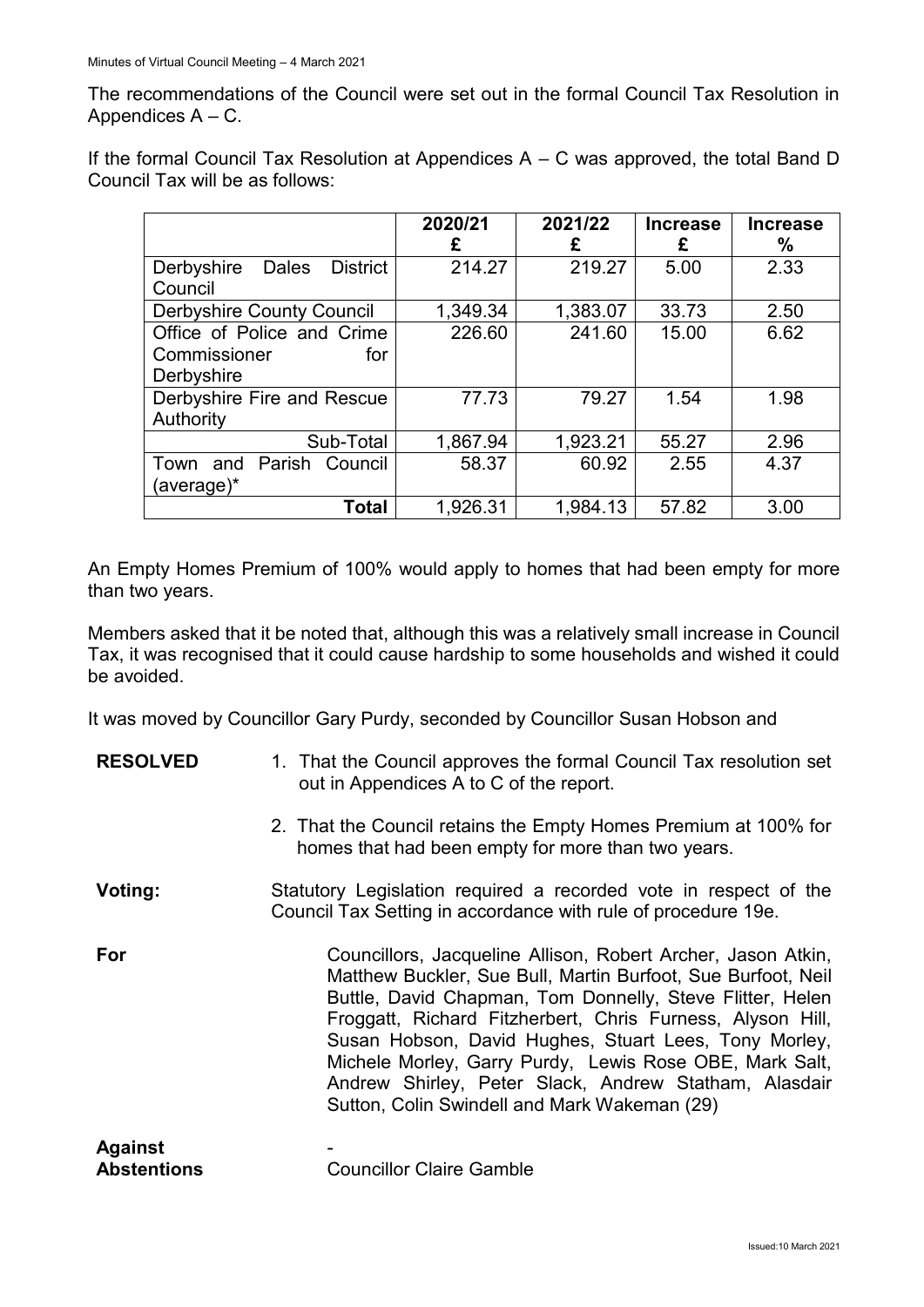The recommendations of the Council were set out in the formal Council Tax Resolution in Appendices A – C.

If the formal Council Tax Resolution at Appendices A – C was approved, the total Band D Council Tax will be as follows:

| | 2020/21 £ | 2021/22 £ | Increase £ | Increase % |
|---|---|---|---|---|
| Derbyshire Dales District Council | 214.27 | 219.27 | 5.00 | 2.33 |
| Derbyshire County Council | 1,349.34 | 1,383.07 | 33.73 | 2.50 |
| Office of Police and Crime Commissioner for Derbyshire | 226.60 | 241.60 | 15.00 | 6.62 |
| Derbyshire Fire and Rescue Authority | 77.73 | 79.27 | 1.54 | 1.98 |
| Sub-Total | 1,867.94 | 1,923.21 | 55.27 | 2.96 |
| Town and Parish Council (average)* | 58.37 | 60.92 | 2.55 | 4.37 |
| **Total** | 1,926.31 | 1,984.13 | 57.82 | 3.00 |

An Empty Homes Premium of 100% would apply to homes that had been empty for more than two years.

Members asked that it be noted that, although this was a relatively small increase in Council Tax, it was recognised that it could cause hardship to some households and wished it could be avoided.

It was moved by Councillor Gary Purdy, seconded by Councillor Susan Hobson and

**RESOLVED**

1. That the Council approves the formal Council Tax resolution set out in Appendices A to C of the report.
2. That the Council retains the Empty Homes Premium at 100% for homes that had been empty for more than two years.

**Voting:** Statutory Legislation required a recorded vote in respect of the Council Tax Setting in accordance with rule of procedure 19e.

**For** Councillors, Jacqueline Allison, Robert Archer, Jason Atkin, Matthew Buckler, Sue Bull, Martin Burfoot, Sue Burfoot, Neil Buttle, David Chapman, Tom Donnelly, Steve Flitter, Helen Froggatt, Richard Fitzherbert, Chris Furness, Alyson Hill, Susan Hobson, David Hughes, Stuart Lees, Tony Morley, Michele Morley, Garry Purdy, Lewis Rose OBE, Mark Salt, Andrew Shirley, Peter Slack, Andrew Statham, Alasdair Sutton, Colin Swindell and Mark Wakeman (29)

**Against** -

**Abstentions** Councillor Claire Gamble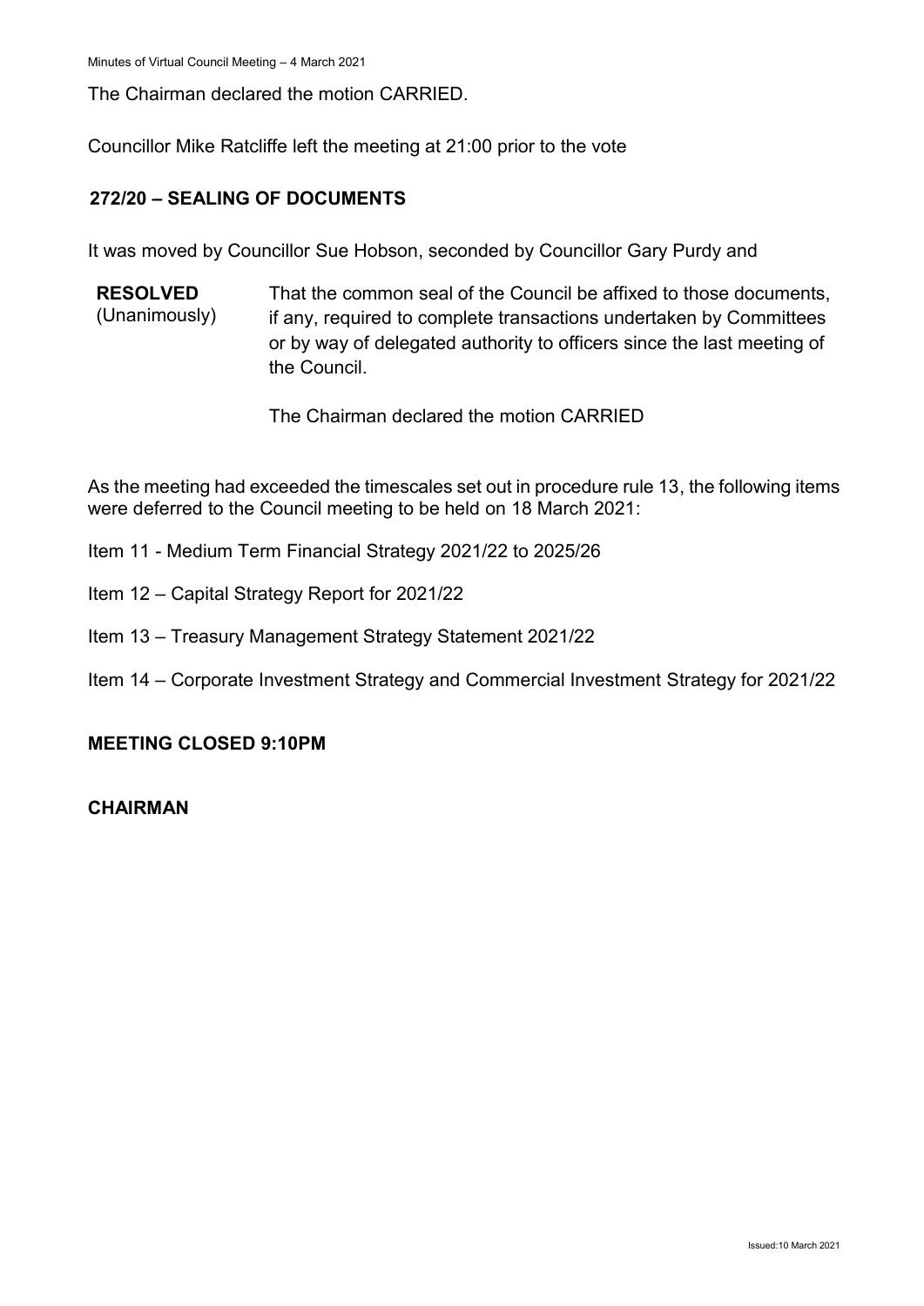The Chairman declared the motion CARRIED.

Councillor Mike Ratcliffe left the meeting at 21:00 prior to the vote

## 272/20 – SEALING OF DOCUMENTS

It was moved by Councillor Sue Hobson, seconded by Councillor Gary Purdy and

**RESOLVED** (Unanimously) That the common seal of the Council be affixed to those documents, if any, required to complete transactions undertaken by Committees or by way of delegated authority to officers since the last meeting of the Council.

The Chairman declared the motion CARRIED

As the meeting had exceeded the timescales set out in procedure rule 13, the following items were deferred to the Council meeting to be held on 18 March 2021:

Item 11 - Medium Term Financial Strategy 2021/22 to 2025/26

Item 12 – Capital Strategy Report for 2021/22

Item 13 – Treasury Management Strategy Statement 2021/22

Item 14 – Corporate Investment Strategy and Commercial Investment Strategy for 2021/22

**MEETING CLOSED 9:10PM**

**CHAIRMAN**

Issued:10 March 2021